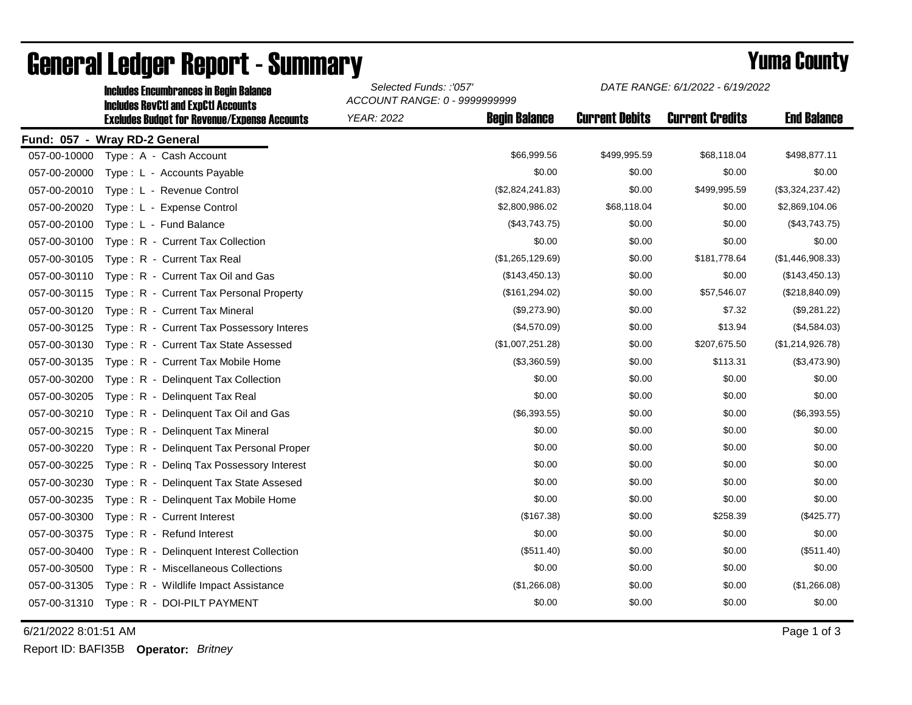# General Ledger Report - Summary

## Yuma County

Includes Encumbrances in Begin Balance
Includes RevCtl and ExpCtl Accounts
Excludes Budget for Revenue/Expense Accounts

*Selected Funds: :'057'*
*ACCOUNT RANGE: 0 - 9999999999*
*YEAR: 2022*

*DATE RANGE: 6/1/2022 - 6/19/2022*

**Fund: 057 - Wray RD-2 General**

| Account | Description | Begin Balance | Current Debits | Current Credits | End Balance |
|---|---|---|---|---|---|
| 057-00-10000 | Type : A - Cash Account | $66,999.56 | $499,995.59 | $68,118.04 | $498,877.11 |
| 057-00-20000 | Type : L - Accounts Payable | $0.00 | $0.00 | $0.00 | $0.00 |
| 057-00-20010 | Type : L - Revenue Control | ($2,824,241.83) | $0.00 | $499,995.59 | ($3,324,237.42) |
| 057-00-20020 | Type : L - Expense Control | $2,800,986.02 | $68,118.04 | $0.00 | $2,869,104.06 |
| 057-00-20100 | Type : L - Fund Balance | ($43,743.75) | $0.00 | $0.00 | ($43,743.75) |
| 057-00-30100 | Type : R - Current Tax Collection | $0.00 | $0.00 | $0.00 | $0.00 |
| 057-00-30105 | Type : R - Current Tax Real | ($1,265,129.69) | $0.00 | $181,778.64 | ($1,446,908.33) |
| 057-00-30110 | Type : R - Current Tax Oil and Gas | ($143,450.13) | $0.00 | $0.00 | ($143,450.13) |
| 057-00-30115 | Type : R - Current Tax Personal Property | ($161,294.02) | $0.00 | $57,546.07 | ($218,840.09) |
| 057-00-30120 | Type : R - Current Tax Mineral | ($9,273.90) | $0.00 | $7.32 | ($9,281.22) |
| 057-00-30125 | Type : R - Current Tax Possessory Interes | ($4,570.09) | $0.00 | $13.94 | ($4,584.03) |
| 057-00-30130 | Type : R - Current Tax State Assessed | ($1,007,251.28) | $0.00 | $207,675.50 | ($1,214,926.78) |
| 057-00-30135 | Type : R - Current Tax Mobile Home | ($3,360.59) | $0.00 | $113.31 | ($3,473.90) |
| 057-00-30200 | Type : R - Delinquent Tax Collection | $0.00 | $0.00 | $0.00 | $0.00 |
| 057-00-30205 | Type : R - Delinquent Tax Real | $0.00 | $0.00 | $0.00 | $0.00 |
| 057-00-30210 | Type : R - Delinquent Tax Oil and Gas | ($6,393.55) | $0.00 | $0.00 | ($6,393.55) |
| 057-00-30215 | Type : R - Delinquent Tax Mineral | $0.00 | $0.00 | $0.00 | $0.00 |
| 057-00-30220 | Type : R - Delinquent Tax Personal Proper | $0.00 | $0.00 | $0.00 | $0.00 |
| 057-00-30225 | Type : R - Delinq Tax Possessory Interest | $0.00 | $0.00 | $0.00 | $0.00 |
| 057-00-30230 | Type : R - Delinquent Tax State Assesed | $0.00 | $0.00 | $0.00 | $0.00 |
| 057-00-30235 | Type : R - Delinquent Tax Mobile Home | $0.00 | $0.00 | $0.00 | $0.00 |
| 057-00-30300 | Type : R - Current Interest | ($167.38) | $0.00 | $258.39 | ($425.77) |
| 057-00-30375 | Type : R - Refund Interest | $0.00 | $0.00 | $0.00 | $0.00 |
| 057-00-30400 | Type : R - Delinquent Interest Collection | ($511.40) | $0.00 | $0.00 | ($511.40) |
| 057-00-30500 | Type : R - Miscellaneous Collections | $0.00 | $0.00 | $0.00 | $0.00 |
| 057-00-31305 | Type : R - Wildlife Impact Assistance | ($1,266.08) | $0.00 | $0.00 | ($1,266.08) |
| 057-00-31310 | Type : R - DOI-PILT PAYMENT | $0.00 | $0.00 | $0.00 | $0.00 |

6/21/2022 8:01:51 AM

Report ID: BAFI35B **Operator:** *Britney*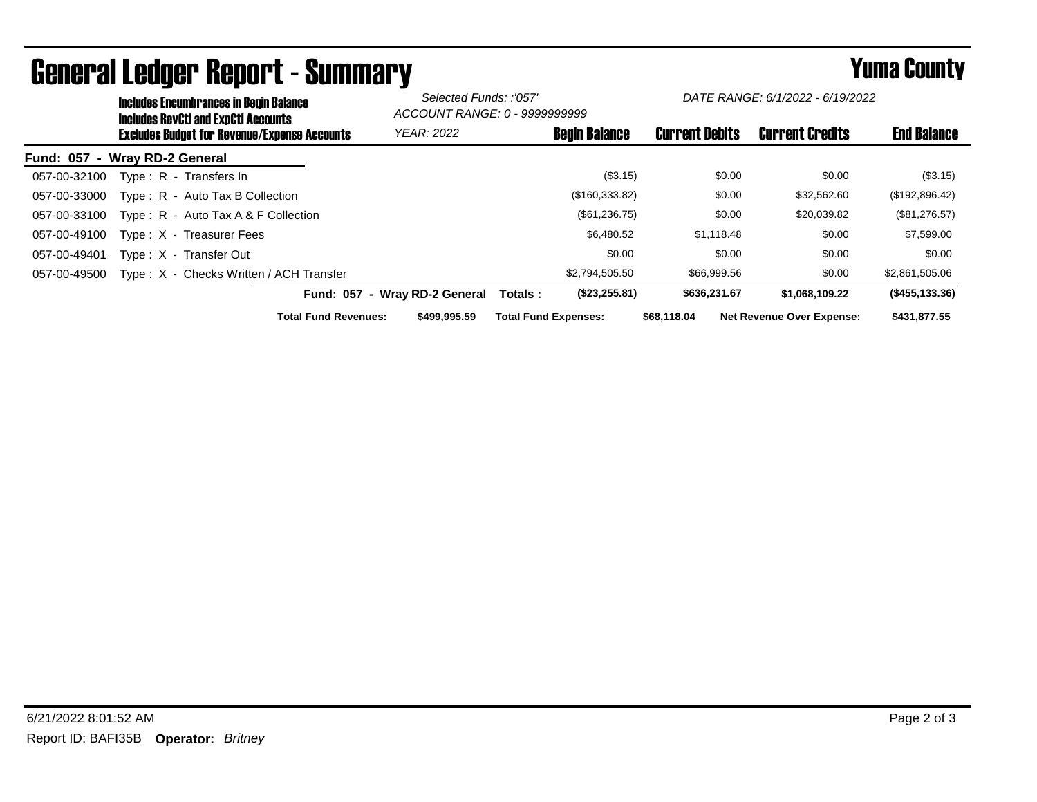# General Ledger Report - Summary

## Yuma County

**Includes Encumbrances in Begin Balance**
**Includes RevCtl and ExpCtl Accounts**
**Excludes Budget for Revenue/Expense Accounts**

*Selected Funds: :'057'*
*ACCOUNT RANGE: 0 - 9999999999*
*YEAR: 2022*

*DATE RANGE: 6/1/2022 - 6/19/2022*

| | | Begin Balance | Current Debits | Current Credits | End Balance |
|---|---|---|---|---|---|
| **Fund: 057 - Wray RD-2 General** | | | | | |
| 057-00-32100 | Type : R - Transfers In | ($3.15) | $0.00 | $0.00 | ($3.15) |
| 057-00-33000 | Type : R - Auto Tax B Collection | ($160,333.82) | $0.00 | $32,562.60 | ($192,896.42) |
| 057-00-33100 | Type : R - Auto Tax A & F Collection | ($61,236.75) | $0.00 | $20,039.82 | ($81,276.57) |
| 057-00-49100 | Type : X - Treasurer Fees | $6,480.52 | $1,118.48 | $0.00 | $7,599.00 |
| 057-00-49401 | Type : X - Transfer Out | $0.00 | $0.00 | $0.00 | $0.00 |
| 057-00-49500 | Type : X - Checks Written / ACH Transfer | $2,794,505.50 | $66,999.56 | $0.00 | $2,861,505.06 |
| | **Fund: 057 - Wray RD-2 General Totals :** | **($23,255.81)** | **$636,231.67** | **$1,068,109.22** | **($455,133.36)** |

**Total Fund Revenues:** **$499,995.59** **Total Fund Expenses:** **$68,118.04** **Net Revenue Over Expense:** **$431,877.55**

6/21/2022 8:01:52 AM

Report ID: BAFI35B **Operator:** *Britney*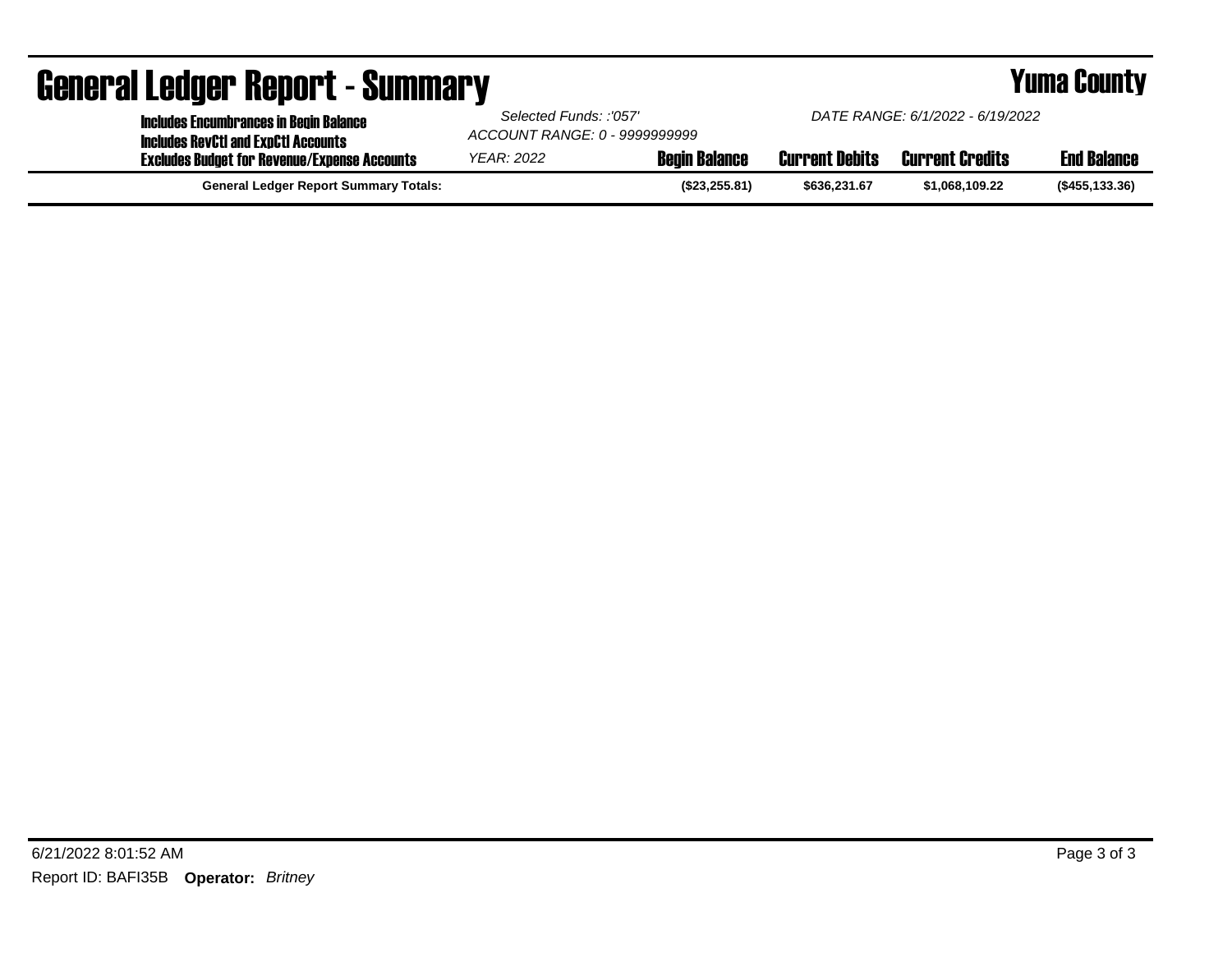# General Ledger Report - Summary

## Yuma County

**Includes Encumbrances in Begin Balance**
**Includes RevCtl and ExpCtl Accounts**
**Excludes Budget for Revenue/Expense Accounts**

*Selected Funds: :'057'*
*ACCOUNT RANGE: 0 - 9999999999*
*YEAR: 2022*

*DATE RANGE: 6/1/2022 - 6/19/2022*

| | Begin Balance | Current Debits | Current Credits | End Balance |
|---|---|---|---|---|
| **General Ledger Report Summary Totals:** | **($23,255.81)** | **$636,231.67** | **$1,068,109.22** | **($455,133.36)** |

6/21/2022 8:01:52 AM

Report ID: BAFI35B **Operator:** *Britney*